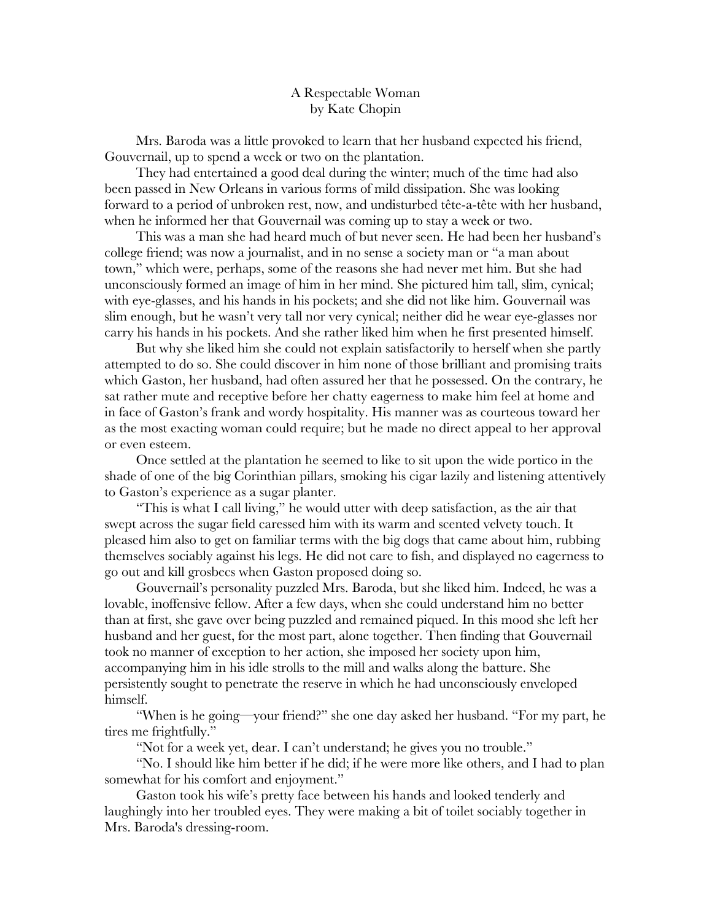# A Respectable Woman
by Kate Chopin

Mrs. Baroda was a little provoked to learn that her husband expected his friend, Gouvernail, up to spend a week or two on the plantation.

They had entertained a good deal during the winter; much of the time had also been passed in New Orleans in various forms of mild dissipation. She was looking forward to a period of unbroken rest, now, and undisturbed tête-a-tête with her husband, when he informed her that Gouvernail was coming up to stay a week or two.

This was a man she had heard much of but never seen. He had been her husband's college friend; was now a journalist, and in no sense a society man or "a man about town," which were, perhaps, some of the reasons she had never met him. But she had unconsciously formed an image of him in her mind. She pictured him tall, slim, cynical; with eye-glasses, and his hands in his pockets; and she did not like him. Gouvernail was slim enough, but he wasn't very tall nor very cynical; neither did he wear eye-glasses nor carry his hands in his pockets. And she rather liked him when he first presented himself.

But why she liked him she could not explain satisfactorily to herself when she partly attempted to do so. She could discover in him none of those brilliant and promising traits which Gaston, her husband, had often assured her that he possessed. On the contrary, he sat rather mute and receptive before her chatty eagerness to make him feel at home and in face of Gaston's frank and wordy hospitality. His manner was as courteous toward her as the most exacting woman could require; but he made no direct appeal to her approval or even esteem.

Once settled at the plantation he seemed to like to sit upon the wide portico in the shade of one of the big Corinthian pillars, smoking his cigar lazily and listening attentively to Gaston's experience as a sugar planter.

"This is what I call living," he would utter with deep satisfaction, as the air that swept across the sugar field caressed him with its warm and scented velvety touch. It pleased him also to get on familiar terms with the big dogs that came about him, rubbing themselves sociably against his legs. He did not care to fish, and displayed no eagerness to go out and kill grosbecs when Gaston proposed doing so.

Gouvernail's personality puzzled Mrs. Baroda, but she liked him. Indeed, he was a lovable, inoffensive fellow. After a few days, when she could understand him no better than at first, she gave over being puzzled and remained piqued. In this mood she left her husband and her guest, for the most part, alone together. Then finding that Gouvernail took no manner of exception to her action, she imposed her society upon him, accompanying him in his idle strolls to the mill and walks along the batture. She persistently sought to penetrate the reserve in which he had unconsciously enveloped himself.

"When is he going—your friend?" she one day asked her husband. "For my part, he tires me frightfully."

"Not for a week yet, dear. I can't understand; he gives you no trouble."

"No. I should like him better if he did; if he were more like others, and I had to plan somewhat for his comfort and enjoyment."

Gaston took his wife's pretty face between his hands and looked tenderly and laughingly into her troubled eyes. They were making a bit of toilet sociably together in Mrs. Baroda's dressing-room.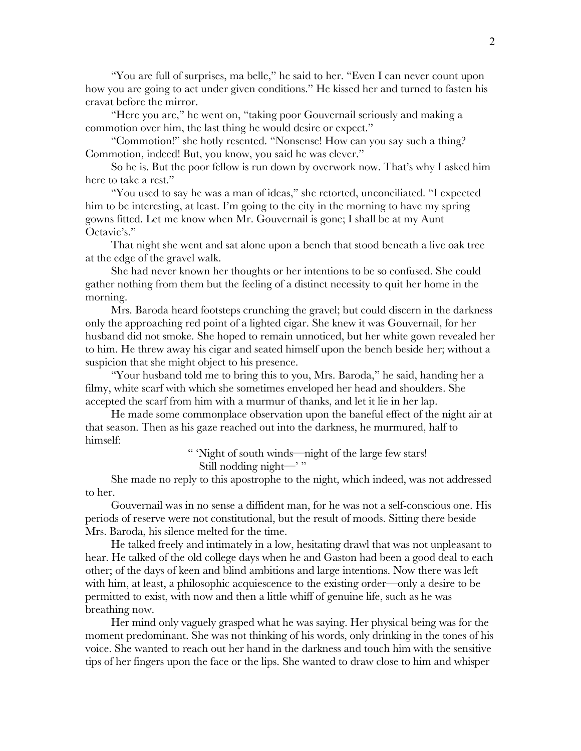"You are full of surprises, ma belle," he said to her. "Even I can never count upon how you are going to act under given conditions." He kissed her and turned to fasten his cravat before the mirror.

"Here you are," he went on, "taking poor Gouvernail seriously and making a commotion over him, the last thing he would desire or expect."

"Commotion!" she hotly resented. "Nonsense! How can you say such a thing? Commotion, indeed! But, you know, you said he was clever."

So he is. But the poor fellow is run down by overwork now. That's why I asked him here to take a rest."

"You used to say he was a man of ideas," she retorted, unconciliated. "I expected him to be interesting, at least. I'm going to the city in the morning to have my spring gowns fitted. Let me know when Mr. Gouvernail is gone; I shall be at my Aunt Octavie's."

That night she went and sat alone upon a bench that stood beneath a live oak tree at the edge of the gravel walk.

She had never known her thoughts or her intentions to be so confused. She could gather nothing from them but the feeling of a distinct necessity to quit her home in the morning.

Mrs. Baroda heard footsteps crunching the gravel; but could discern in the darkness only the approaching red point of a lighted cigar. She knew it was Gouvernail, for her husband did not smoke. She hoped to remain unnoticed, but her white gown revealed her to him. He threw away his cigar and seated himself upon the bench beside her; without a suspicion that she might object to his presence.

"Your husband told me to bring this to you, Mrs. Baroda," he said, handing her a filmy, white scarf with which she sometimes enveloped her head and shoulders. She accepted the scarf from him with a murmur of thanks, and let it lie in her lap.

He made some commonplace observation upon the baneful effect of the night air at that season. Then as his gaze reached out into the darkness, he murmured, half to himself:

> " 'Night of south winds—night of the large few stars!
> Still nodding night—' "

She made no reply to this apostrophe to the night, which indeed, was not addressed to her.

Gouvernail was in no sense a diffident man, for he was not a self-conscious one. His periods of reserve were not constitutional, but the result of moods. Sitting there beside Mrs. Baroda, his silence melted for the time.

He talked freely and intimately in a low, hesitating drawl that was not unpleasant to hear. He talked of the old college days when he and Gaston had been a good deal to each other; of the days of keen and blind ambitions and large intentions. Now there was left with him, at least, a philosophic acquiescence to the existing order—only a desire to be permitted to exist, with now and then a little whiff of genuine life, such as he was breathing now.

Her mind only vaguely grasped what he was saying. Her physical being was for the moment predominant. She was not thinking of his words, only drinking in the tones of his voice. She wanted to reach out her hand in the darkness and touch him with the sensitive tips of her fingers upon the face or the lips. She wanted to draw close to him and whisper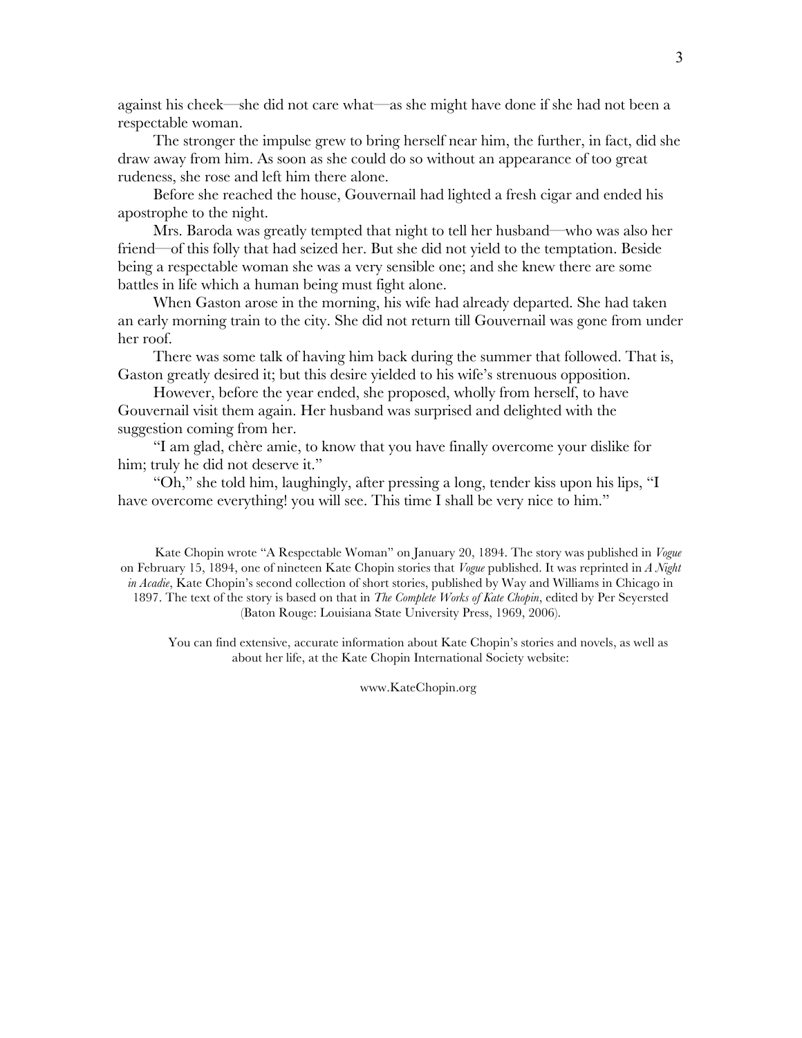against his cheek—she did not care what—as she might have done if she had not been a respectable woman.

The stronger the impulse grew to bring herself near him, the further, in fact, did she draw away from him. As soon as she could do so without an appearance of too great rudeness, she rose and left him there alone.

Before she reached the house, Gouvernail had lighted a fresh cigar and ended his apostrophe to the night.

Mrs. Baroda was greatly tempted that night to tell her husband—who was also her friend—of this folly that had seized her. But she did not yield to the temptation. Beside being a respectable woman she was a very sensible one; and she knew there are some battles in life which a human being must fight alone.

When Gaston arose in the morning, his wife had already departed. She had taken an early morning train to the city. She did not return till Gouvernail was gone from under her roof.

There was some talk of having him back during the summer that followed. That is, Gaston greatly desired it; but this desire yielded to his wife's strenuous opposition.

However, before the year ended, she proposed, wholly from herself, to have Gouvernail visit them again. Her husband was surprised and delighted with the suggestion coming from her.

"I am glad, chère amie, to know that you have finally overcome your dislike for him; truly he did not deserve it."

"Oh," she told him, laughingly, after pressing a long, tender kiss upon his lips, "I have overcome everything! you will see. This time I shall be very nice to him."

Kate Chopin wrote "A Respectable Woman" on January 20, 1894. The story was published in *Vogue* on February 15, 1894, one of nineteen Kate Chopin stories that *Vogue* published. It was reprinted in *A Night in Acadie*, Kate Chopin's second collection of short stories, published by Way and Williams in Chicago in 1897. The text of the story is based on that in *The Complete Works of Kate Chopin*, edited by Per Seyersted (Baton Rouge: Louisiana State University Press, 1969, 2006).

You can find extensive, accurate information about Kate Chopin's stories and novels, as well as about her life, at the Kate Chopin International Society website:

www.KateChopin.org